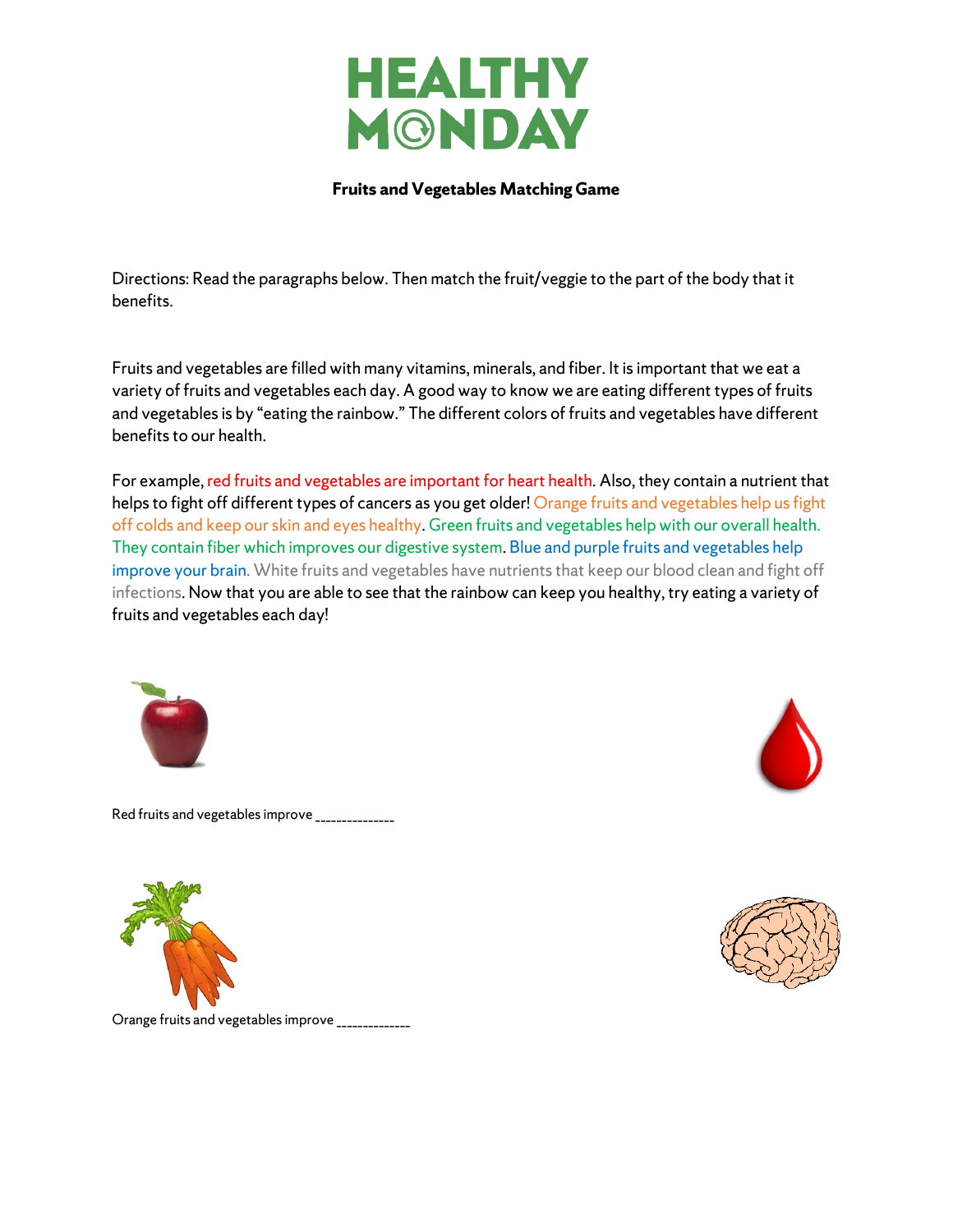# HEALTHY MONDAY

**Fruits and Vegetables Matching Game**

Directions: Read the paragraphs below. Then match the fruit/veggie to the part of the body that it benefits.

Fruits and vegetables are filled with many vitamins, minerals, and fiber. It is important that we eat a variety of fruits and vegetables each day. A good way to know we are eating different types of fruits and vegetables is by "eating the rainbow." The different colors of fruits and vegetables have different benefits to our health.

For example, red fruits and vegetables are important for heart health. Also, they contain a nutrient that helps to fight off different types of cancers as you get older! Orange fruits and vegetables help us fight off colds and keep our skin and eyes healthy. Green fruits and vegetables help with our overall health. They contain fiber which improves our digestive system. Blue and purple fruits and vegetables help improve your brain. White fruits and vegetables have nutrients that keep our blood clean and fight off infections. Now that you are able to see that the rainbow can keep you healthy, try eating a variety of fruits and vegetables each day!

Red fruits and vegetables improve ______________

Orange fruits and vegetables improve _____________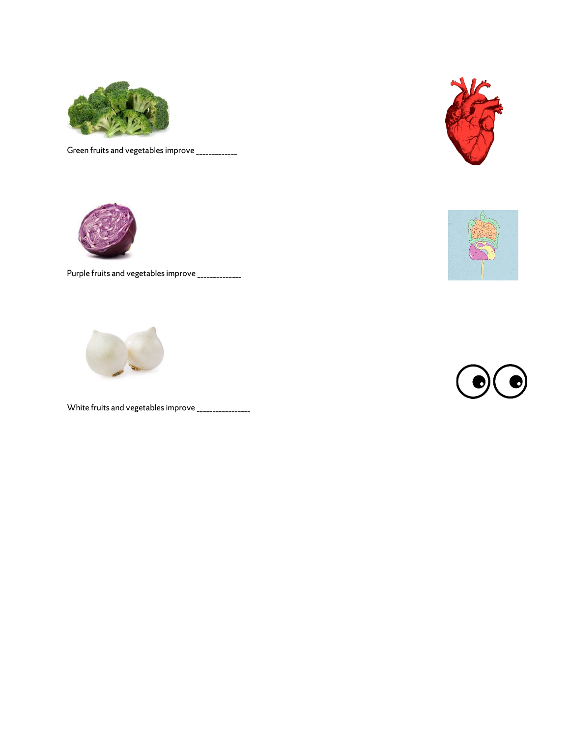Green fruits and vegetables improve ___________

Purple fruits and vegetables improve _____________

White fruits and vegetables improve _______________